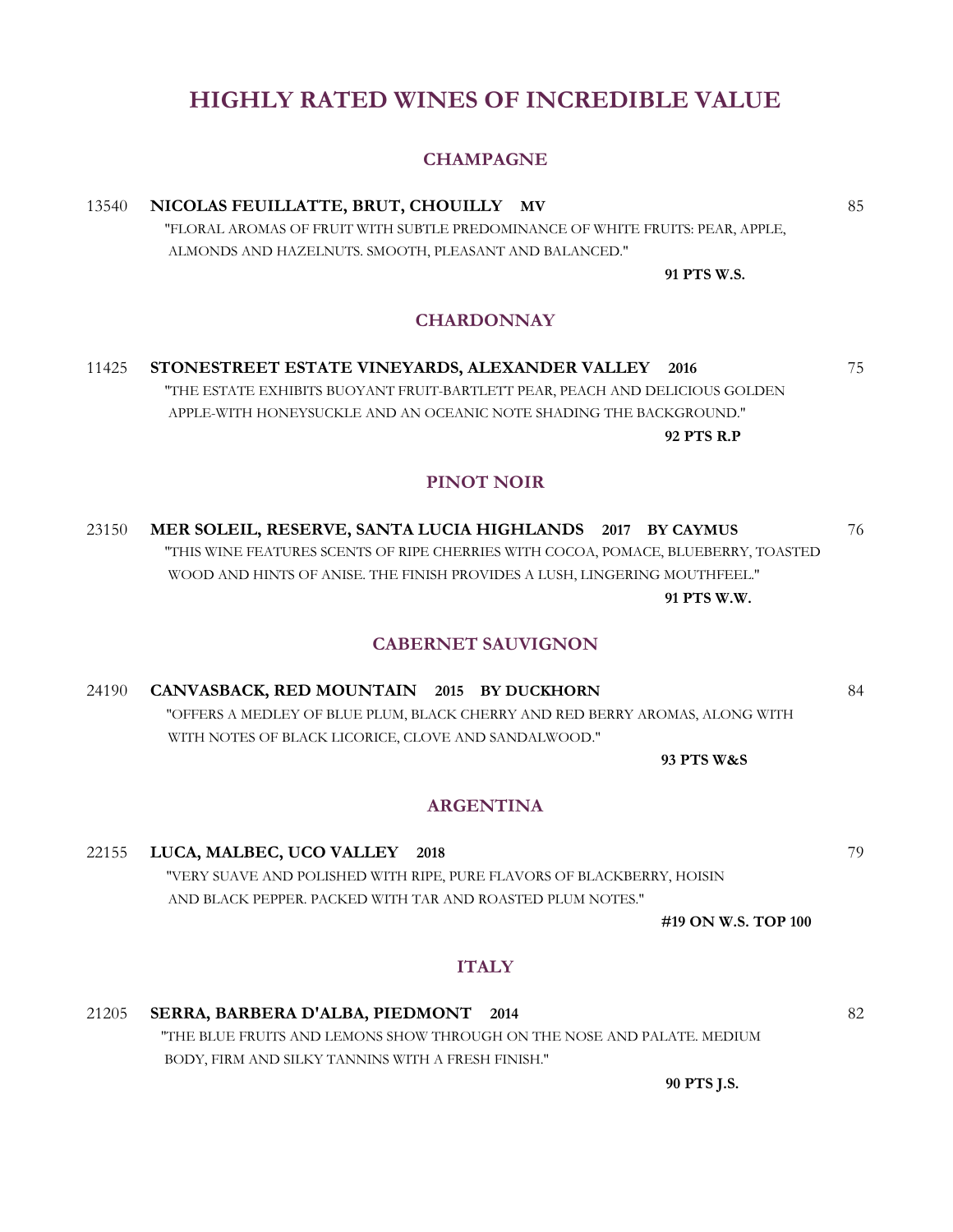# HIGHLY RATED WINES OF INCREDIBLE VALUE

## CHAMPAGNE

13540 **NICOLAS FEUILLATTE, BRUT, CHOUILLY MV** 85

"FLORAL AROMAS OF FRUIT WITH SUBTLE PREDOMINANCE OF WHITE FRUITS: PEAR, APPLE, ALMONDS AND HAZELNUTS. SMOOTH, PLEASANT AND BALANCED."

**91 PTS W.S.**

## CHARDONNAY

11425 **STONESTREET ESTATE VINEYARDS, ALEXANDER VALLEY 2016** 75

"THE ESTATE EXHIBITS BUOYANT FRUIT-BARTLETT PEAR, PEACH AND DELICIOUS GOLDEN APPLE-WITH HONEYSUCKLE AND AN OCEANIC NOTE SHADING THE BACKGROUND."

**92 PTS R.P**

## PINOT NOIR

23150 **MER SOLEIL, RESERVE, SANTA LUCIA HIGHLANDS 2017 BY CAYMUS** 76

"THIS WINE FEATURES SCENTS OF RIPE CHERRIES WITH COCOA, POMACE, BLUEBERRY, TOASTED WOOD AND HINTS OF ANISE. THE FINISH PROVIDES A LUSH, LINGERING MOUTHFEEL."

**91 PTS W.W.**

## CABERNET SAUVIGNON

24190 **CANVASBACK, RED MOUNTAIN 2015 BY DUCKHORN** 84

"OFFERS A MEDLEY OF BLUE PLUM, BLACK CHERRY AND RED BERRY AROMAS, ALONG WITH WITH NOTES OF BLACK LICORICE, CLOVE AND SANDALWOOD."

**93 PTS W&S**

## ARGENTINA

22155 **LUCA, MALBEC, UCO VALLEY 2018** 79

"VERY SUAVE AND POLISHED WITH RIPE, PURE FLAVORS OF BLACKBERRY, HOISIN AND BLACK PEPPER. PACKED WITH TAR AND ROASTED PLUM NOTES."

**#19 ON W.S. TOP 100**

## ITALY

21205 **SERRA, BARBERA D'ALBA, PIEDMONT 2014** 82

"THE BLUE FRUITS AND LEMONS SHOW THROUGH ON THE NOSE AND PALATE. MEDIUM BODY, FIRM AND SILKY TANNINS WITH A FRESH FINISH."

**90 PTS J.S.**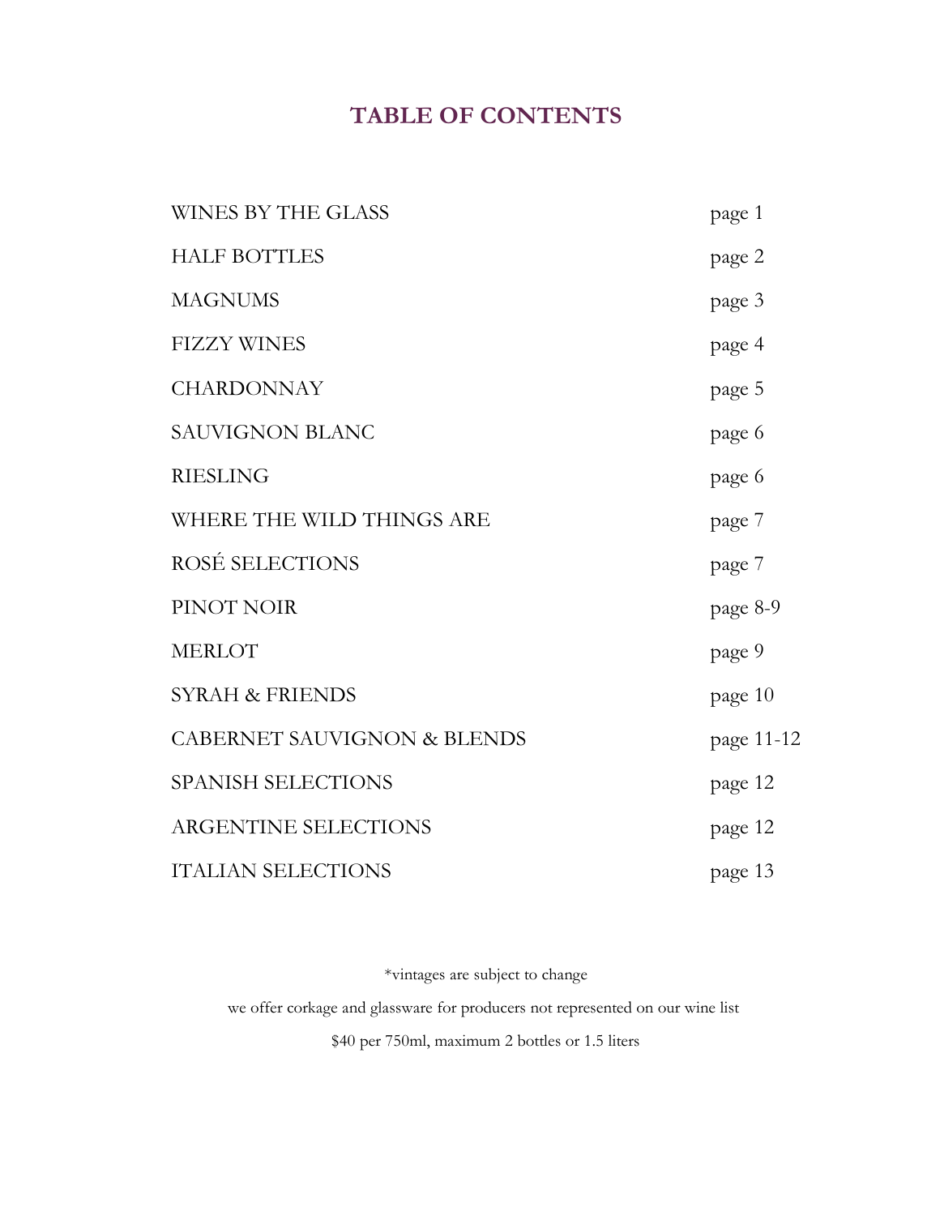# TABLE OF CONTENTS

| | |
|---|---|
| WINES BY THE GLASS | page 1 |
| HALF BOTTLES | page 2 |
| MAGNUMS | page 3 |
| FIZZY WINES | page 4 |
| CHARDONNAY | page 5 |
| SAUVIGNON BLANC | page 6 |
| RIESLING | page 6 |
| WHERE THE WILD THINGS ARE | page 7 |
| ROSÉ SELECTIONS | page 7 |
| PINOT NOIR | page 8-9 |
| MERLOT | page 9 |
| SYRAH & FRIENDS | page 10 |
| CABERNET SAUVIGNON & BLENDS | page 11-12 |
| SPANISH SELECTIONS | page 12 |
| ARGENTINE SELECTIONS | page 12 |
| ITALIAN SELECTIONS | page 13 |

*vintages are subject to change

we offer corkage and glassware for producers not represented on our wine list

$40 per 750ml, maximum 2 bottles or 1.5 liters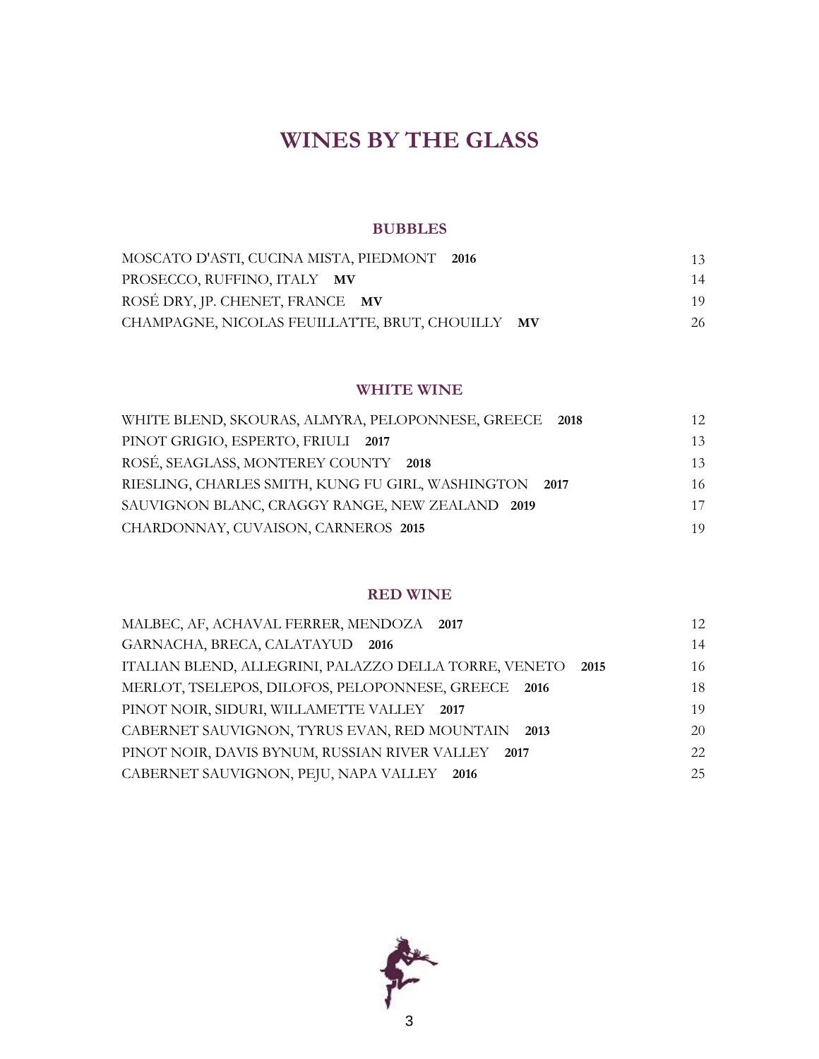# WINES BY THE GLASS

## BUBBLES

| | |
|---|---|
| MOSCATO D'ASTI, CUCINA MISTA, PIEDMONT **2016** | 13 |
| PROSECCO, RUFFINO, ITALY **MV** | 14 |
| ROSÉ DRY, JP. CHENET, FRANCE **MV** | 19 |
| CHAMPAGNE, NICOLAS FEUILLATTE, BRUT, CHOUILLY **MV** | 26 |

## WHITE WINE

| | |
|---|---|
| WHITE BLEND, SKOURAS, ALMYRA, PELOPONNESE, GREECE **2018** | 12 |
| PINOT GRIGIO, ESPERTO, FRIULI **2017** | 13 |
| ROSÉ, SEAGLASS, MONTEREY COUNTY **2018** | 13 |
| RIESLING, CHARLES SMITH, KUNG FU GIRL, WASHINGTON **2017** | 16 |
| SAUVIGNON BLANC, CRAGGY RANGE, NEW ZEALAND **2019** | 17 |
| CHARDONNAY, CUVAISON, CARNEROS **2015** | 19 |

## RED WINE

| | |
|---|---|
| MALBEC, AF, ACHAVAL FERRER, MENDOZA **2017** | 12 |
| GARNACHA, BRECA, CALATAYUD **2016** | 14 |
| ITALIAN BLEND, ALLEGRINI, PALAZZO DELLA TORRE, VENETO **2015** | 16 |
| MERLOT, TSELEPOS, DILOFOS, PELOPONNESE, GREECE **2016** | 18 |
| PINOT NOIR, SIDURI, WILLAMETTE VALLEY **2017** | 19 |
| CABERNET SAUVIGNON, TYRUS EVAN, RED MOUNTAIN **2013** | 20 |
| PINOT NOIR, DAVIS BYNUM, RUSSIAN RIVER VALLEY **2017** | 22 |
| CABERNET SAUVIGNON, PEJU, NAPA VALLEY **2016** | 25 |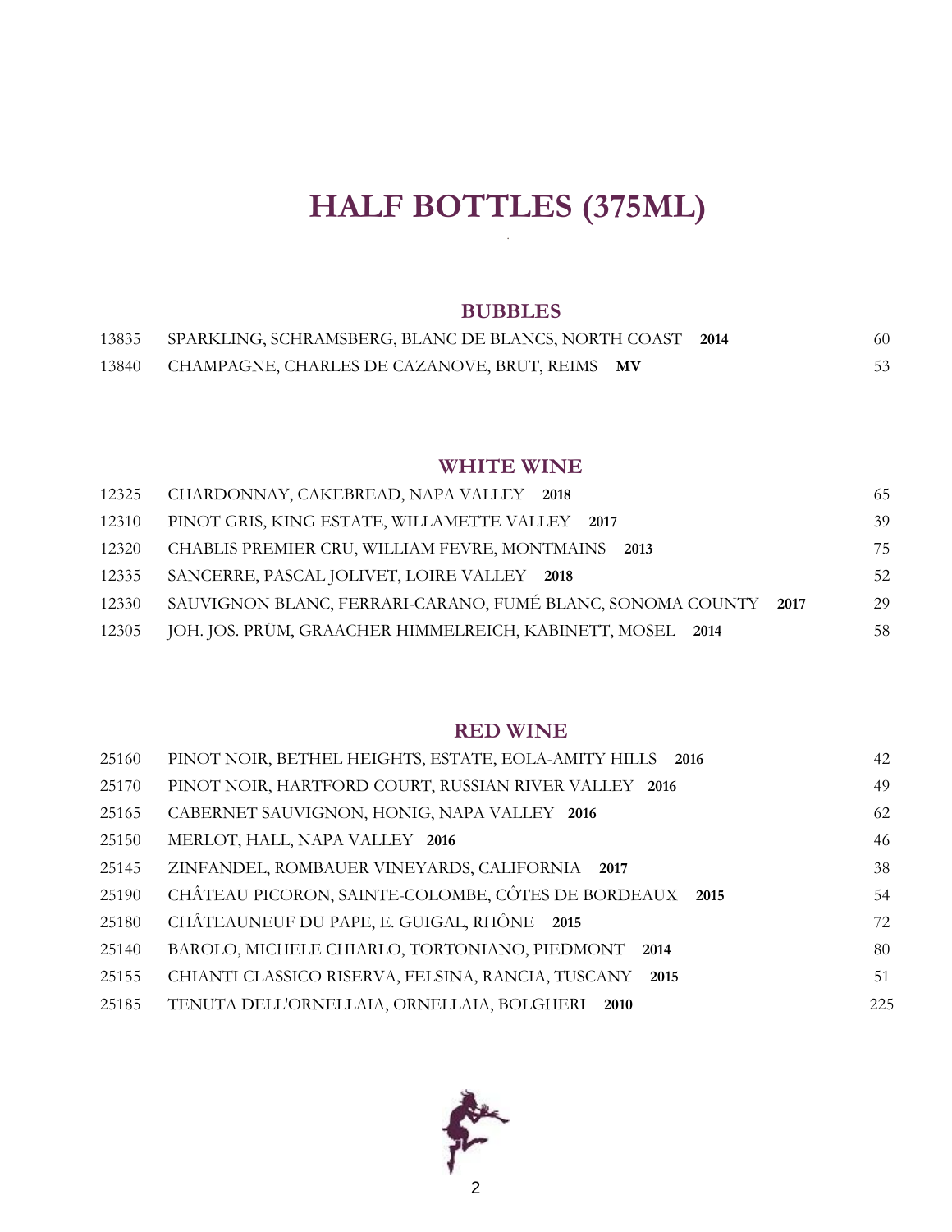# HALF BOTTLES (375ML)

## BUBBLES

| | | |
|---|---|---|
| 13835 | SPARKLING, SCHRAMSBERG, BLANC DE BLANCS, NORTH COAST **2014** | 60 |
| 13840 | CHAMPAGNE, CHARLES DE CAZANOVE, BRUT, REIMS **MV** | 53 |

## WHITE WINE

| | | |
|---|---|---|
| 12325 | CHARDONNAY, CAKEBREAD, NAPA VALLEY **2018** | 65 |
| 12310 | PINOT GRIS, KING ESTATE, WILLAMETTE VALLEY **2017** | 39 |
| 12320 | CHABLIS PREMIER CRU, WILLIAM FEVRE, MONTMAINS **2013** | 75 |
| 12335 | SANCERRE, PASCAL JOLIVET, LOIRE VALLEY **2018** | 52 |
| 12330 | SAUVIGNON BLANC, FERRARI-CARANO, FUMÉ BLANC, SONOMA COUNTY **2017** | 29 |
| 12305 | JOH. JOS. PRÜM, GRAACHER HIMMELREICH, KABINETT, MOSEL **2014** | 58 |

## RED WINE

| | | |
|---|---|---|
| 25160 | PINOT NOIR, BETHEL HEIGHTS, ESTATE, EOLA-AMITY HILLS **2016** | 42 |
| 25170 | PINOT NOIR, HARTFORD COURT, RUSSIAN RIVER VALLEY **2016** | 49 |
| 25165 | CABERNET SAUVIGNON, HONIG, NAPA VALLEY **2016** | 62 |
| 25150 | MERLOT, HALL, NAPA VALLEY **2016** | 46 |
| 25145 | ZINFANDEL, ROMBAUER VINEYARDS, CALIFORNIA **2017** | 38 |
| 25190 | CHÂTEAU PICORON, SAINTE-COLOMBE, CÔTES DE BORDEAUX **2015** | 54 |
| 25180 | CHÂTEAUNEUF DU PAPE, E. GUIGAL, RHÔNE **2015** | 72 |
| 25140 | BAROLO, MICHELE CHIARLO, TORTONIANO, PIEDMONT **2014** | 80 |
| 25155 | CHIANTI CLASSICO RISERVA, FELSINA, RANCIA, TUSCANY **2015** | 51 |
| 25185 | TENUTA DELL'ORNELLAIA, ORNELLAIA, BOLGHERI **2010** | 225 |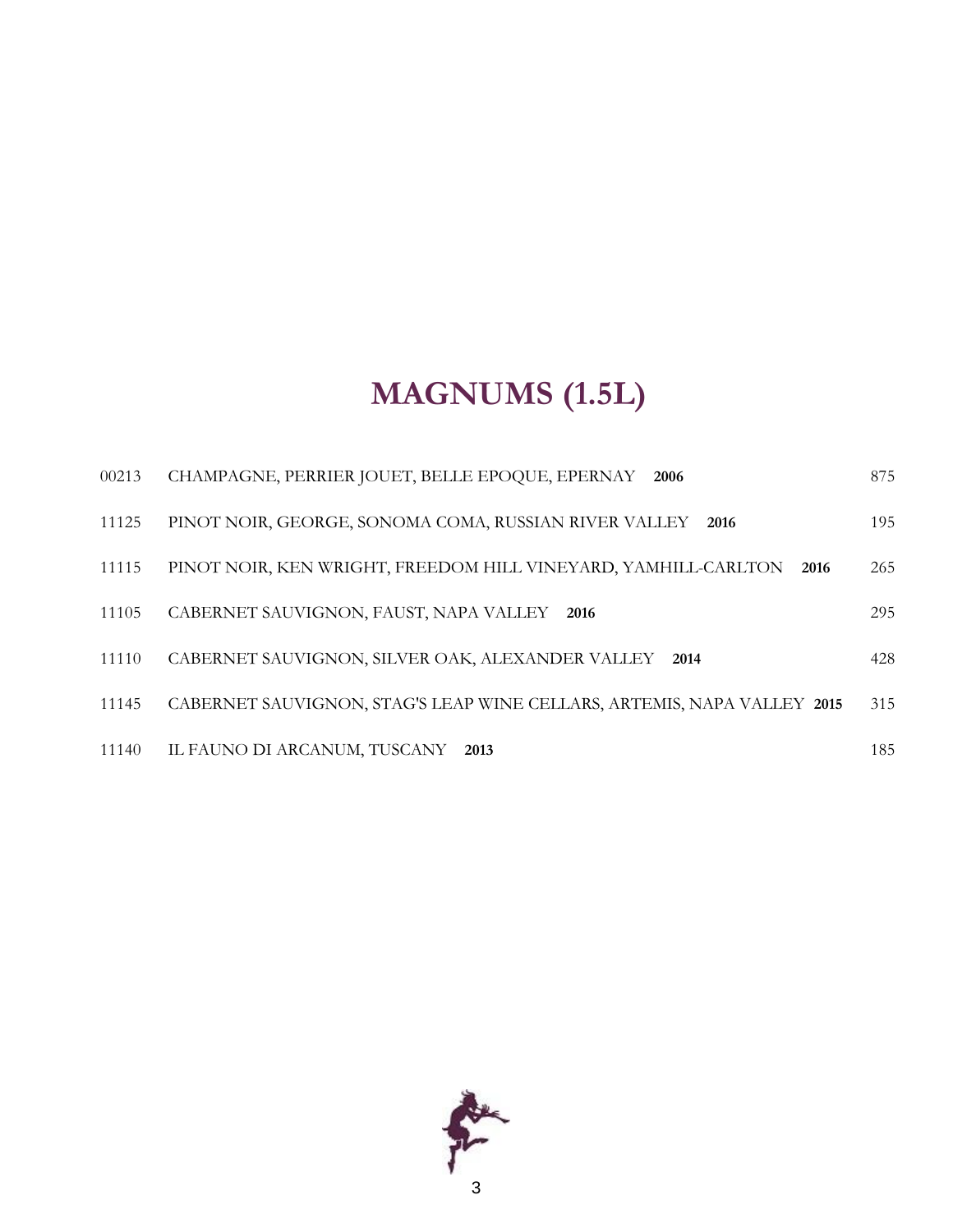# MAGNUMS (1.5L)

| | | |
|---|---|---|
| 00213 | CHAMPAGNE, PERRIER JOUET, BELLE EPOQUE, EPERNAY **2006** | 875 |
| 11125 | PINOT NOIR, GEORGE, SONOMA COMA, RUSSIAN RIVER VALLEY **2016** | 195 |
| 11115 | PINOT NOIR, KEN WRIGHT, FREEDOM HILL VINEYARD, YAMHILL-CARLTON **2016** | 265 |
| 11105 | CABERNET SAUVIGNON, FAUST, NAPA VALLEY **2016** | 295 |
| 11110 | CABERNET SAUVIGNON, SILVER OAK, ALEXANDER VALLEY **2014** | 428 |
| 11145 | CABERNET SAUVIGNON, STAG'S LEAP WINE CELLARS, ARTEMIS, NAPA VALLEY **2015** | 315 |
| 11140 | IL FAUNO DI ARCANUM, TUSCANY **2013** | 185 |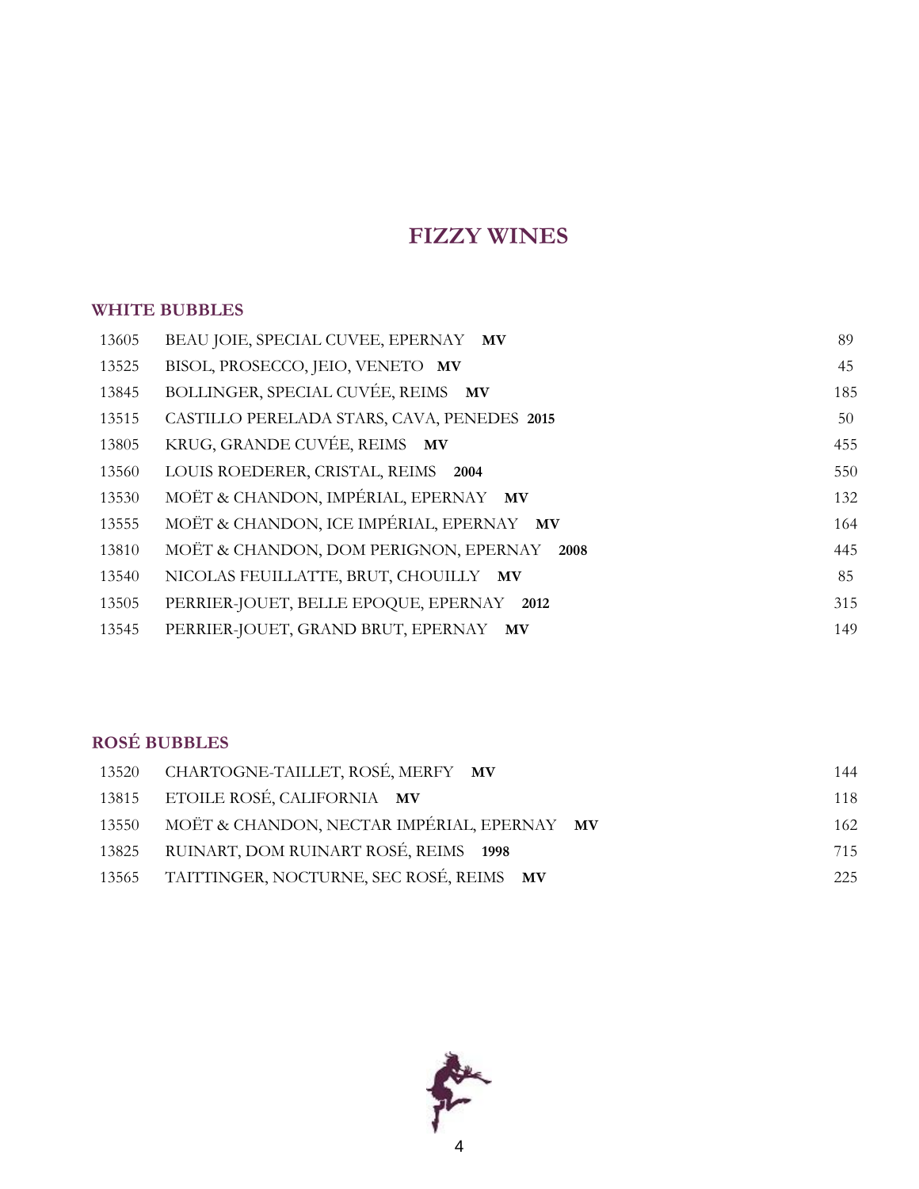# FIZZY WINES

## WHITE BUBBLES

| | | |
|---|---|---|
| 13605 | BEAU JOIE, SPECIAL CUVEE, EPERNAY **MV** | 89 |
| 13525 | BISOL, PROSECCO, JEIO, VENETO **MV** | 45 |
| 13845 | BOLLINGER, SPECIAL CUVÉE, REIMS **MV** | 185 |
| 13515 | CASTILLO PERELADA STARS, CAVA, PENEDES **2015** | 50 |
| 13805 | KRUG, GRANDE CUVÉE, REIMS **MV** | 455 |
| 13560 | LOUIS ROEDERER, CRISTAL, REIMS **2004** | 550 |
| 13530 | MOËT & CHANDON, IMPÉRIAL, EPERNAY **MV** | 132 |
| 13555 | MOËT & CHANDON, ICE IMPÉRIAL, EPERNAY **MV** | 164 |
| 13810 | MOËT & CHANDON, DOM PERIGNON, EPERNAY **2008** | 445 |
| 13540 | NICOLAS FEUILLATTE, BRUT, CHOUILLY **MV** | 85 |
| 13505 | PERRIER-JOUET, BELLE EPOQUE, EPERNAY **2012** | 315 |
| 13545 | PERRIER-JOUET, GRAND BRUT, EPERNAY **MV** | 149 |

## ROSÉ BUBBLES

| | | |
|---|---|---|
| 13520 | CHARTOGNE-TAILLET, ROSÉ, MERFY **MV** | 144 |
| 13815 | ETOILE ROSÉ, CALIFORNIA **MV** | 118 |
| 13550 | MOËT & CHANDON, NECTAR IMPÉRIAL, EPERNAY **MV** | 162 |
| 13825 | RUINART, DOM RUINART ROSÉ, REIMS **1998** | 715 |
| 13565 | TAITTINGER, NOCTURNE, SEC ROSÉ, REIMS **MV** | 225 |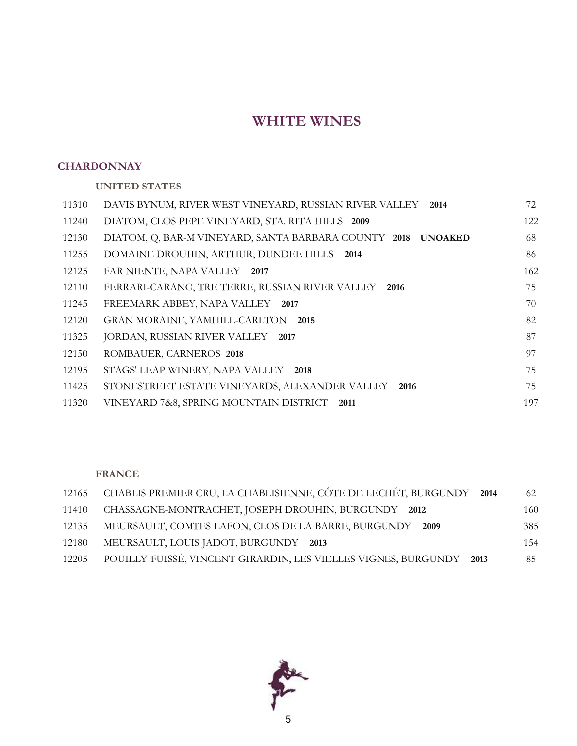# WHITE WINES

## CHARDONNAY

### UNITED STATES

| | | |
|---|---|---|
| 11310 | DAVIS BYNUM, RIVER WEST VINEYARD, RUSSIAN RIVER VALLEY **2014** | 72 |
| 11240 | DIATOM, CLOS PEPE VINEYARD, STA. RITA HILLS **2009** | 122 |
| 12130 | DIATOM, Q, BAR-M VINEYARD, SANTA BARBARA COUNTY **2018** **UNOAKED** | 68 |
| 11255 | DOMAINE DROUHIN, ARTHUR, DUNDEE HILLS **2014** | 86 |
| 12125 | FAR NIENTE, NAPA VALLEY **2017** | 162 |
| 12110 | FERRARI-CARANO, TRE TERRE, RUSSIAN RIVER VALLEY **2016** | 75 |
| 11245 | FREEMARK ABBEY, NAPA VALLEY **2017** | 70 |
| 12120 | GRAN MORAINE, YAMHILL-CARLTON **2015** | 82 |
| 11325 | JORDAN, RUSSIAN RIVER VALLEY **2017** | 87 |
| 12150 | ROMBAUER, CARNEROS **2018** | 97 |
| 12195 | STAGS' LEAP WINERY, NAPA VALLEY **2018** | 75 |
| 11425 | STONESTREET ESTATE VINEYARDS, ALEXANDER VALLEY **2016** | 75 |
| 11320 | VINEYARD 7&8, SPRING MOUNTAIN DISTRICT **2011** | 197 |

### FRANCE

| | | |
|---|---|---|
| 12165 | CHABLIS PREMIER CRU, LA CHABLISIENNE, CÔTE DE LECHÉT, BURGUNDY **2014** | 62 |
| 11410 | CHASSAGNE-MONTRACHET, JOSEPH DROUHIN, BURGUNDY **2012** | 160 |
| 12135 | MEURSAULT, COMTES LAFON, CLOS DE LA BARRE, BURGUNDY **2009** | 385 |
| 12180 | MEURSAULT, LOUIS JADOT, BURGUNDY **2013** | 154 |
| 12205 | POUILLY-FUISSÉ, VINCENT GIRARDIN, LES VIELLES VIGNES, BURGUNDY **2013** | 85 |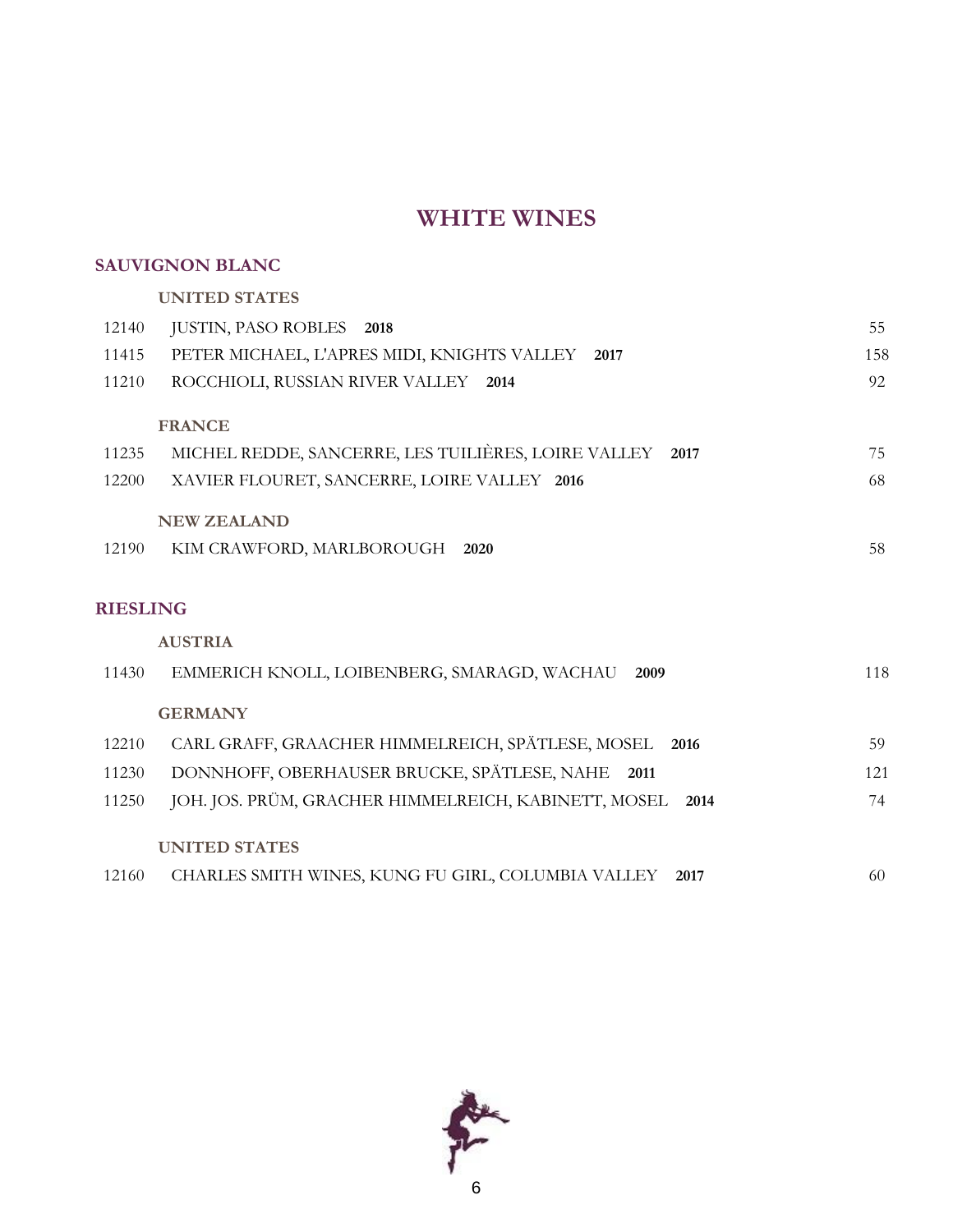# WHITE WINES

## SAUVIGNON BLANC

### UNITED STATES

| | | |
|---|---|---|
| 12140 | JUSTIN, PASO ROBLES **2018** | 55 |
| 11415 | PETER MICHAEL, L'APRES MIDI, KNIGHTS VALLEY **2017** | 158 |
| 11210 | ROCCHIOLI, RUSSIAN RIVER VALLEY **2014** | 92 |

### FRANCE

| | | |
|---|---|---|
| 11235 | MICHEL REDDE, SANCERRE, LES TUILIÈRES, LOIRE VALLEY **2017** | 75 |
| 12200 | XAVIER FLOURET, SANCERRE, LOIRE VALLEY **2016** | 68 |

### NEW ZEALAND

| | | |
|---|---|---|
| 12190 | KIM CRAWFORD, MARLBOROUGH **2020** | 58 |

## RIESLING

### AUSTRIA

| | | |
|---|---|---|
| 11430 | EMMERICH KNOLL, LOIBENBERG, SMARAGD, WACHAU **2009** | 118 |

### GERMANY

| | | |
|---|---|---|
| 12210 | CARL GRAFF, GRAACHER HIMMELREICH, SPÄTLESE, MOSEL **2016** | 59 |
| 11230 | DONNHOFF, OBERHAUSER BRUCKE, SPÄTLESE, NAHE **2011** | 121 |
| 11250 | JOH. JOS. PRÜM, GRACHER HIMMELREICH, KABINETT, MOSEL **2014** | 74 |

### UNITED STATES

| | | |
|---|---|---|
| 12160 | CHARLES SMITH WINES, KUNG FU GIRL, COLUMBIA VALLEY **2017** | 60 |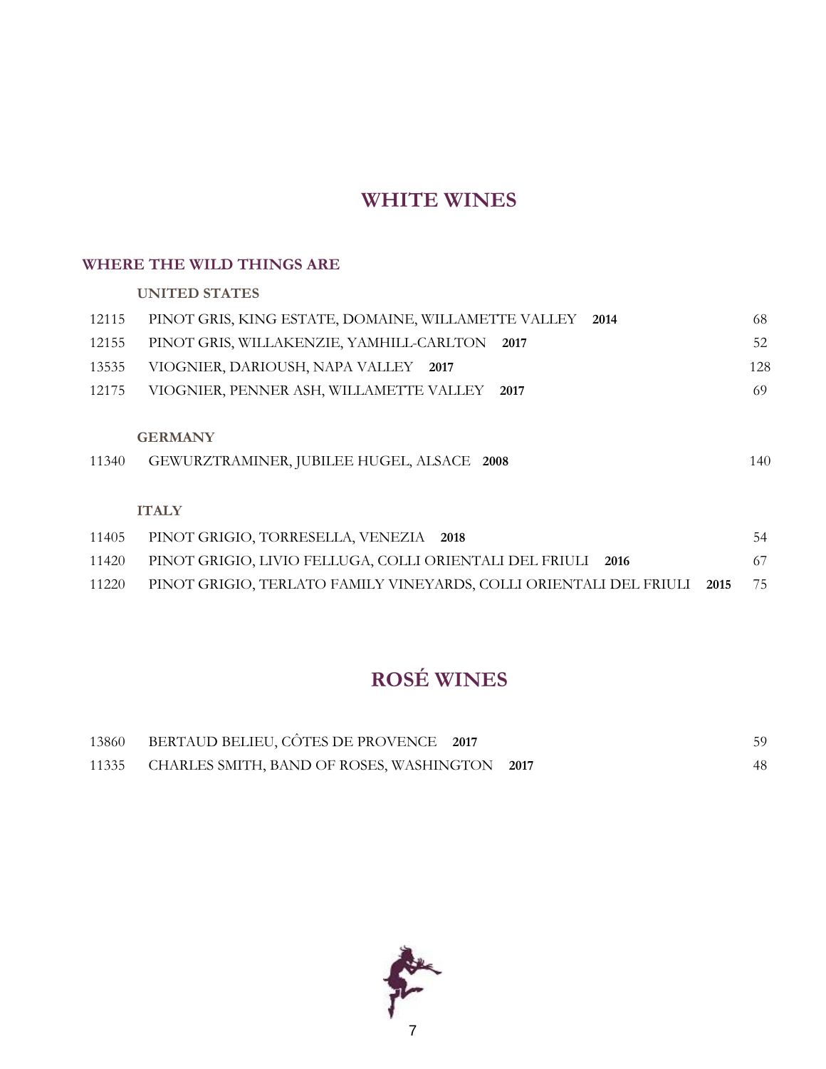# WHITE WINES

## WHERE THE WILD THINGS ARE

### UNITED STATES

| | | |
|---|---|---|
| 12115 | PINOT GRIS, KING ESTATE, DOMAINE, WILLAMETTE VALLEY **2014** | 68 |
| 12155 | PINOT GRIS, WILLAKENZIE, YAMHILL-CARLTON **2017** | 52 |
| 13535 | VIOGNIER, DARIOUSH, NAPA VALLEY **2017** | 128 |
| 12175 | VIOGNIER, PENNER ASH, WILLAMETTE VALLEY **2017** | 69 |

### GERMANY

| | | |
|---|---|---|
| 11340 | GEWURZTRAMINER, JUBILEE HUGEL, ALSACE **2008** | 140 |

### ITALY

| | | |
|---|---|---|
| 11405 | PINOT GRIGIO, TORRESELLA, VENEZIA **2018** | 54 |
| 11420 | PINOT GRIGIO, LIVIO FELLUGA, COLLI ORIENTALI DEL FRIULI **2016** | 67 |
| 11220 | PINOT GRIGIO, TERLATO FAMILY VINEYARDS, COLLI ORIENTALI DEL FRIULI **2015** | 75 |

# ROSÉ WINES

| | | |
|---|---|---|
| 13860 | BERTAUD BELIEU, CÔTES DE PROVENCE **2017** | 59 |
| 11335 | CHARLES SMITH, BAND OF ROSES, WASHINGTON **2017** | 48 |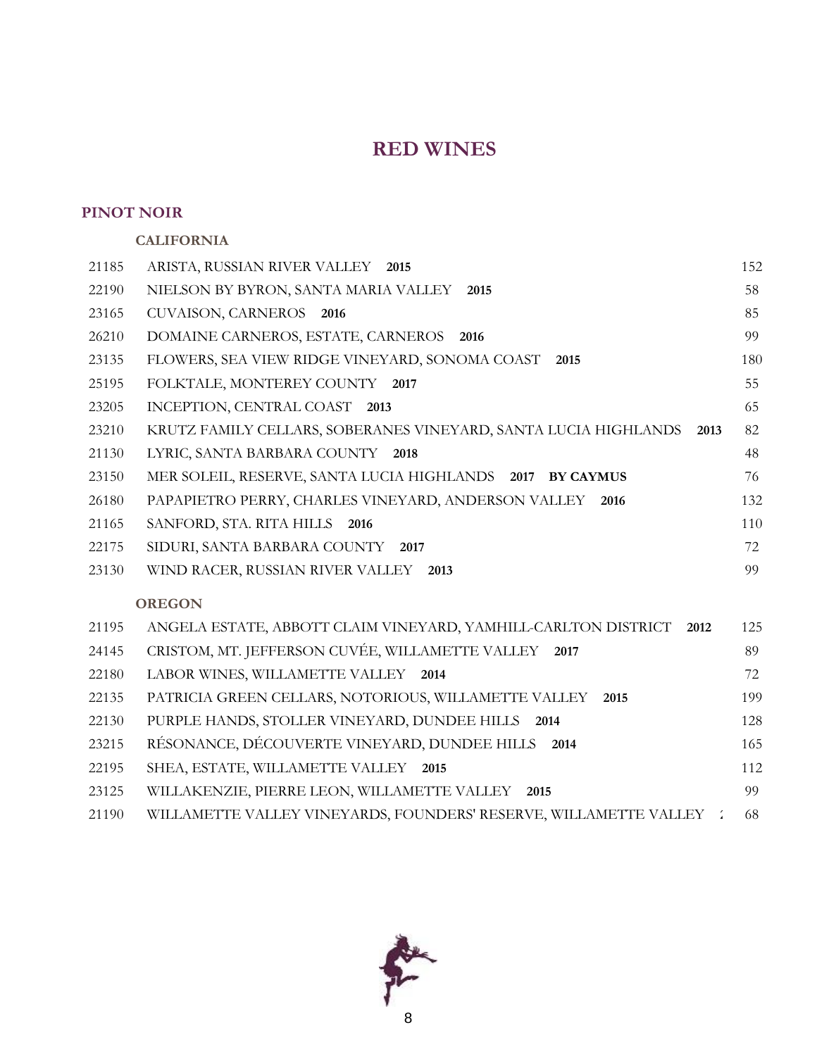# RED WINES

## PINOT NOIR

### CALIFORNIA

| | | |
|---|---|---|
| 21185 | ARISTA, RUSSIAN RIVER VALLEY **2015** | 152 |
| 22190 | NIELSON BY BYRON, SANTA MARIA VALLEY **2015** | 58 |
| 23165 | CUVAISON, CARNEROS **2016** | 85 |
| 26210 | DOMAINE CARNEROS, ESTATE, CARNEROS **2016** | 99 |
| 23135 | FLOWERS, SEA VIEW RIDGE VINEYARD, SONOMA COAST **2015** | 180 |
| 25195 | FOLKTALE, MONTEREY COUNTY **2017** | 55 |
| 23205 | INCEPTION, CENTRAL COAST **2013** | 65 |
| 23210 | KRUTZ FAMILY CELLARS, SOBERANES VINEYARD, SANTA LUCIA HIGHLANDS **2013** | 82 |
| 21130 | LYRIC, SANTA BARBARA COUNTY **2018** | 48 |
| 23150 | MER SOLEIL, RESERVE, SANTA LUCIA HIGHLANDS **2017 BY CAYMUS** | 76 |
| 26180 | PAPAPIETRO PERRY, CHARLES VINEYARD, ANDERSON VALLEY **2016** | 132 |
| 21165 | SANFORD, STA. RITA HILLS **2016** | 110 |
| 22175 | SIDURI, SANTA BARBARA COUNTY **2017** | 72 |
| 23130 | WIND RACER, RUSSIAN RIVER VALLEY **2013** | 99 |

### OREGON

| | | |
|---|---|---|
| 21195 | ANGELA ESTATE, ABBOTT CLAIM VINEYARD, YAMHILL-CARLTON DISTRICT **2012** | 125 |
| 24145 | CRISTOM, MT. JEFFERSON CUVÉE, WILLAMETTE VALLEY **2017** | 89 |
| 22180 | LABOR WINES, WILLAMETTE VALLEY **2014** | 72 |
| 22135 | PATRICIA GREEN CELLARS, NOTORIOUS, WILLAMETTE VALLEY **2015** | 199 |
| 22130 | PURPLE HANDS, STOLLER VINEYARD, DUNDEE HILLS **2014** | 128 |
| 23215 | RÉSONANCE, DÉCOUVERTE VINEYARD, DUNDEE HILLS **2014** | 165 |
| 22195 | SHEA, ESTATE, WILLAMETTE VALLEY **2015** | 112 |
| 23125 | WILLAKENZIE, PIERRE LEON, WILLAMETTE VALLEY **2015** | 99 |
| 21190 | WILLAMETTE VALLEY VINEYARDS, FOUNDERS' RESERVE, WILLAMETTE VALLEY **2** | 68 |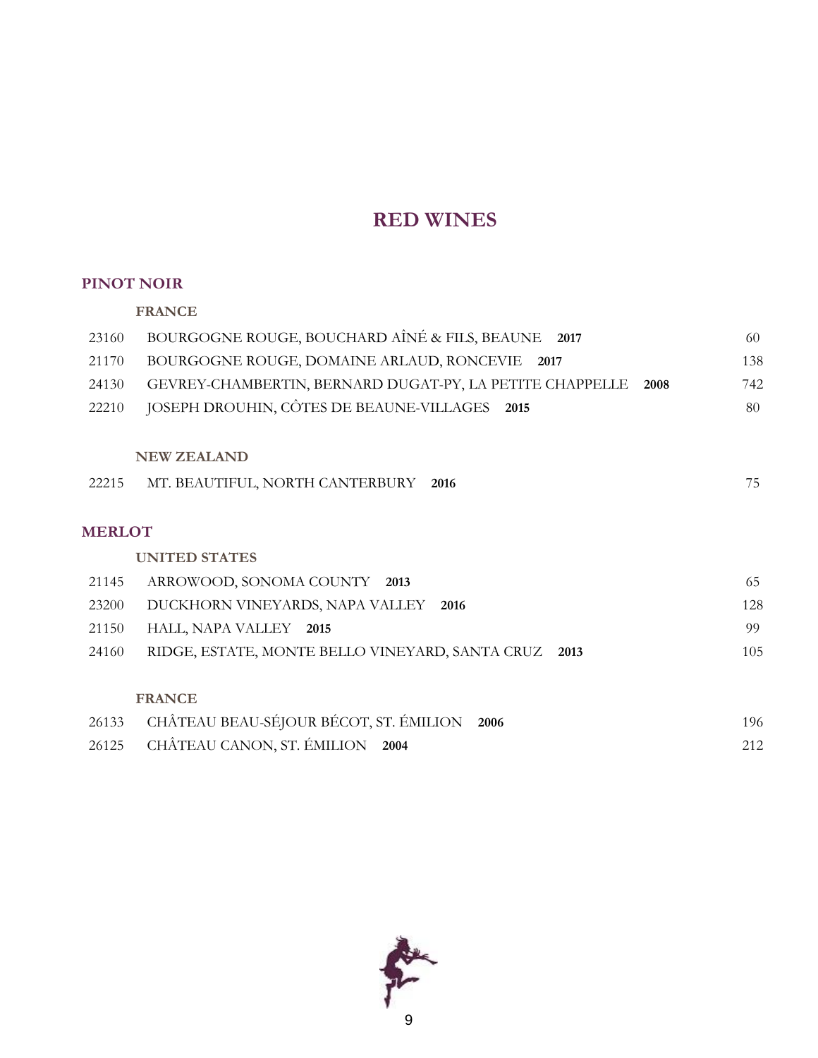# RED WINES

## PINOT NOIR

### FRANCE

| | | |
|---|---|---|
| 23160 | BOURGOGNE ROUGE, BOUCHARD AÎNÉ & FILS, BEAUNE **2017** | 60 |
| 21170 | BOURGOGNE ROUGE, DOMAINE ARLAUD, RONCEVIE **2017** | 138 |
| 24130 | GEVREY-CHAMBERTIN, BERNARD DUGAT-PY, LA PETITE CHAPPELLE **2008** | 742 |
| 22210 | JOSEPH DROUHIN, CÔTES DE BEAUNE-VILLAGES **2015** | 80 |

### NEW ZEALAND

| | | |
|---|---|---|
| 22215 | MT. BEAUTIFUL, NORTH CANTERBURY **2016** | 75 |

## MERLOT

### UNITED STATES

| | | |
|---|---|---|
| 21145 | ARROWOOD, SONOMA COUNTY **2013** | 65 |
| 23200 | DUCKHORN VINEYARDS, NAPA VALLEY **2016** | 128 |
| 21150 | HALL, NAPA VALLEY **2015** | 99 |
| 24160 | RIDGE, ESTATE, MONTE BELLO VINEYARD, SANTA CRUZ **2013** | 105 |

### FRANCE

| | | |
|---|---|---|
| 26133 | CHÂTEAU BEAU-SÉJOUR BÉCOT, ST. ÉMILION **2006** | 196 |
| 26125 | CHÂTEAU CANON, ST. ÉMILION **2004** | 212 |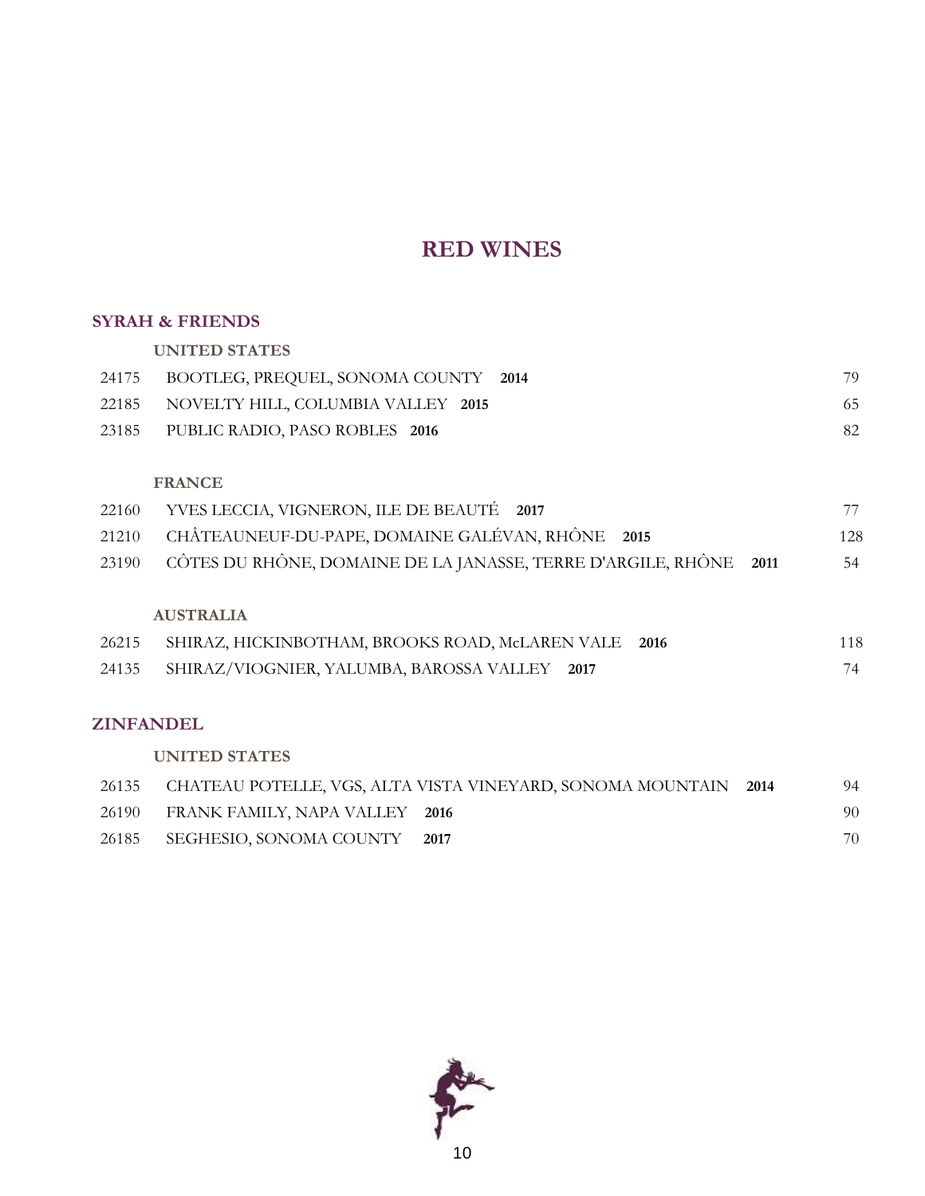# RED WINES

## SYRAH & FRIENDS

### UNITED STATES

| | | |
|---|---|---|
| 24175 | BOOTLEG, PREQUEL, SONOMA COUNTY **2014** | 79 |
| 22185 | NOVELTY HILL, COLUMBIA VALLEY **2015** | 65 |
| 23185 | PUBLIC RADIO, PASO ROBLES **2016** | 82 |

### FRANCE

| | | |
|---|---|---|
| 22160 | YVES LECCIA, VIGNERON, ILE DE BEAUTÉ **2017** | 77 |
| 21210 | CHÂTEAUNEUF-DU-PAPE, DOMAINE GALÉVAN, RHÔNE **2015** | 128 |
| 23190 | CÔTES DU RHÔNE, DOMAINE DE LA JANASSE, TERRE D'ARGILE, RHÔNE **2011** | 54 |

### AUSTRALIA

| | | |
|---|---|---|
| 26215 | SHIRAZ, HICKINBOTHAM, BROOKS ROAD, McLAREN VALE **2016** | 118 |
| 24135 | SHIRAZ/VIOGNIER, YALUMBA, BAROSSA VALLEY **2017** | 74 |

## ZINFANDEL

### UNITED STATES

| | | |
|---|---|---|
| 26135 | CHATEAU POTELLE, VGS, ALTA VISTA VINEYARD, SONOMA MOUNTAIN **2014** | 94 |
| 26190 | FRANK FAMILY, NAPA VALLEY **2016** | 90 |
| 26185 | SEGHESIO, SONOMA COUNTY **2017** | 70 |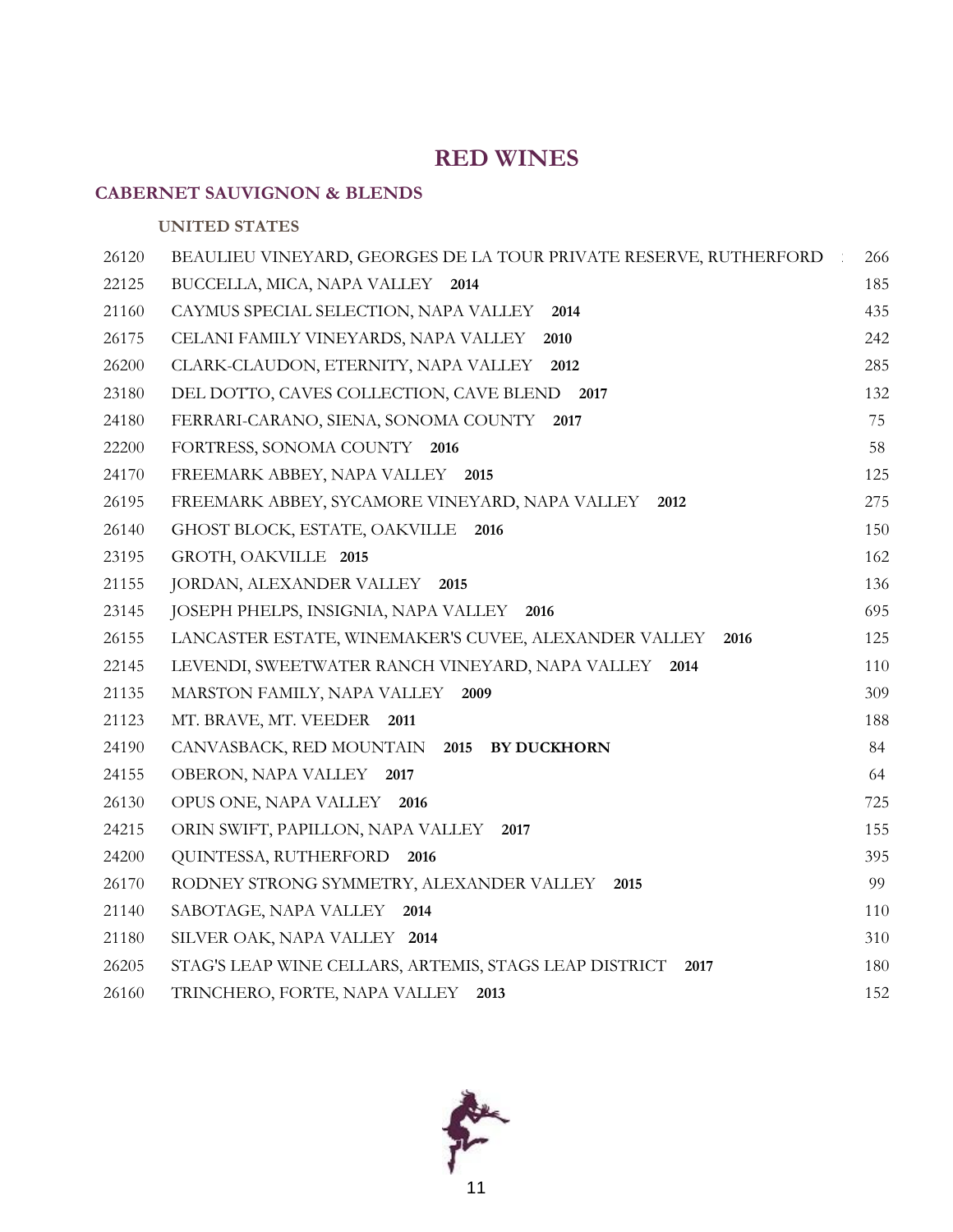# RED WINES

## CABERNET SAUVIGNON & BLENDS

### UNITED STATES

| | | |
|---|---|---|
| 26120 | BEAULIEU VINEYARD, GEORGES DE LA TOUR PRIVATE RESERVE, RUTHERFORD | 266 |
| 22125 | BUCCELLA, MICA, NAPA VALLEY **2014** | 185 |
| 21160 | CAYMUS SPECIAL SELECTION, NAPA VALLEY **2014** | 435 |
| 26175 | CELANI FAMILY VINEYARDS, NAPA VALLEY **2010** | 242 |
| 26200 | CLARK-CLAUDON, ETERNITY, NAPA VALLEY **2012** | 285 |
| 23180 | DEL DOTTO, CAVES COLLECTION, CAVE BLEND **2017** | 132 |
| 24180 | FERRARI-CARANO, SIENA, SONOMA COUNTY **2017** | 75 |
| 22200 | FORTRESS, SONOMA COUNTY **2016** | 58 |
| 24170 | FREEMARK ABBEY, NAPA VALLEY **2015** | 125 |
| 26195 | FREEMARK ABBEY, SYCAMORE VINEYARD, NAPA VALLEY **2012** | 275 |
| 26140 | GHOST BLOCK, ESTATE, OAKVILLE **2016** | 150 |
| 23195 | GROTH, OAKVILLE **2015** | 162 |
| 21155 | JORDAN, ALEXANDER VALLEY **2015** | 136 |
| 23145 | JOSEPH PHELPS, INSIGNIA, NAPA VALLEY **2016** | 695 |
| 26155 | LANCASTER ESTATE, WINEMAKER'S CUVEE, ALEXANDER VALLEY **2016** | 125 |
| 22145 | LEVENDI, SWEETWATER RANCH VINEYARD, NAPA VALLEY **2014** | 110 |
| 21135 | MARSTON FAMILY, NAPA VALLEY **2009** | 309 |
| 21123 | MT. BRAVE, MT. VEEDER **2011** | 188 |
| 24190 | CANVASBACK, RED MOUNTAIN **2015 BY DUCKHORN** | 84 |
| 24155 | OBERON, NAPA VALLEY **2017** | 64 |
| 26130 | OPUS ONE, NAPA VALLEY **2016** | 725 |
| 24215 | ORIN SWIFT, PAPILLON, NAPA VALLEY **2017** | 155 |
| 24200 | QUINTESSA, RUTHERFORD **2016** | 395 |
| 26170 | RODNEY STRONG SYMMETRY, ALEXANDER VALLEY **2015** | 99 |
| 21140 | SABOTAGE, NAPA VALLEY **2014** | 110 |
| 21180 | SILVER OAK, NAPA VALLEY **2014** | 310 |
| 26205 | STAG'S LEAP WINE CELLARS, ARTEMIS, STAGS LEAP DISTRICT **2017** | 180 |
| 26160 | TRINCHERO, FORTE, NAPA VALLEY **2013** | 152 |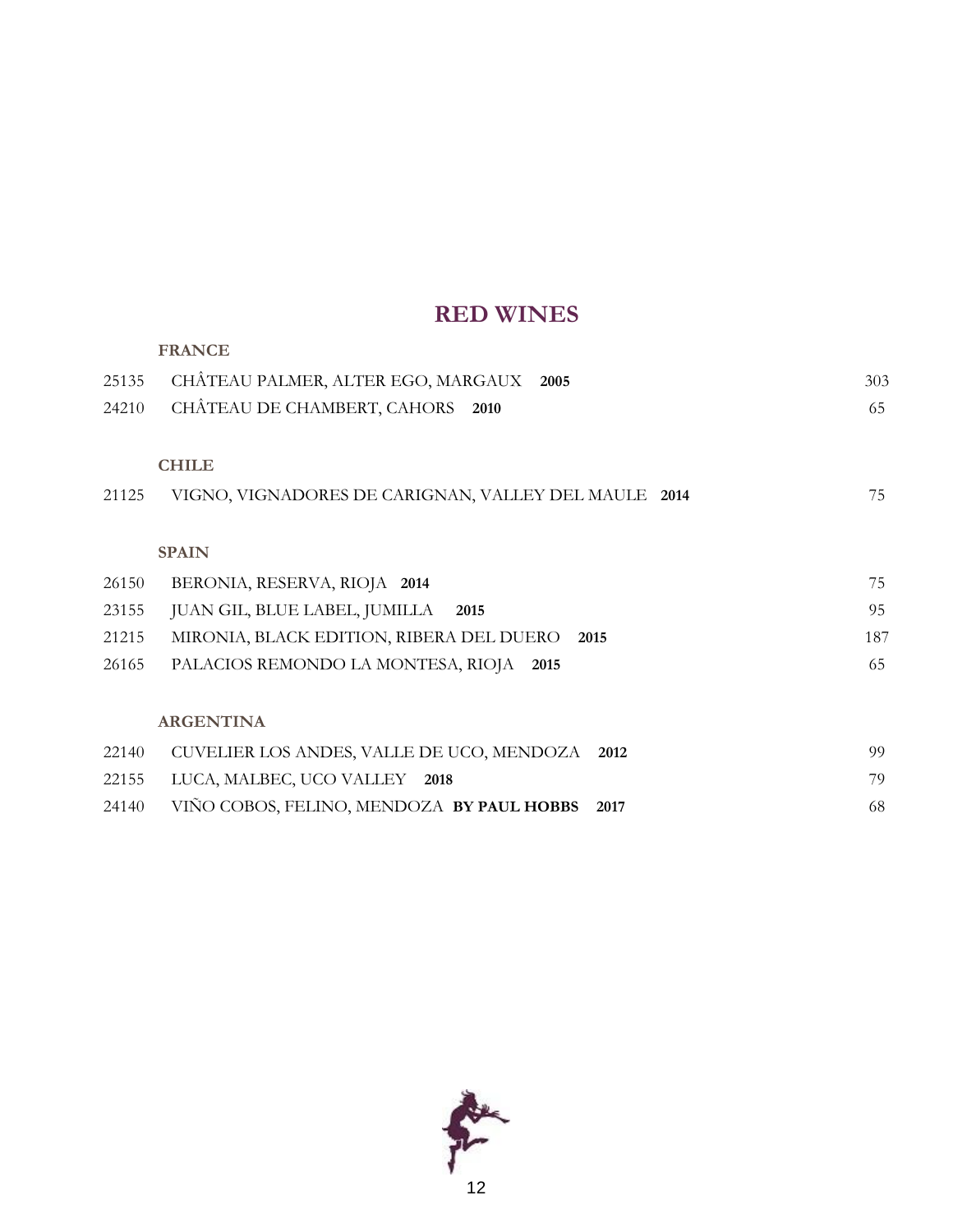# RED WINES

## FRANCE

| | | |
|---|---|---|
| 25135 | CHÂTEAU PALMER, ALTER EGO, MARGAUX **2005** | 303 |
| 24210 | CHÂTEAU DE CHAMBERT, CAHORS **2010** | 65 |

## CHILE

| | | |
|---|---|---|
| 21125 | VIGNO, VIGNADORES DE CARIGNAN, VALLEY DEL MAULE **2014** | 75 |

## SPAIN

| | | |
|---|---|---|
| 26150 | BERONIA, RESERVA, RIOJA **2014** | 75 |
| 23155 | JUAN GIL, BLUE LABEL, JUMILLA **2015** | 95 |
| 21215 | MIRONIA, BLACK EDITION, RIBERA DEL DUERO **2015** | 187 |
| 26165 | PALACIOS REMONDO LA MONTESA, RIOJA **2015** | 65 |

## ARGENTINA

| | | |
|---|---|---|
| 22140 | CUVELIER LOS ANDES, VALLE DE UCO, MENDOZA **2012** | 99 |
| 22155 | LUCA, MALBEC, UCO VALLEY **2018** | 79 |
| 24140 | VIÑO COBOS, FELINO, MENDOZA **BY PAUL HOBBS 2017** | 68 |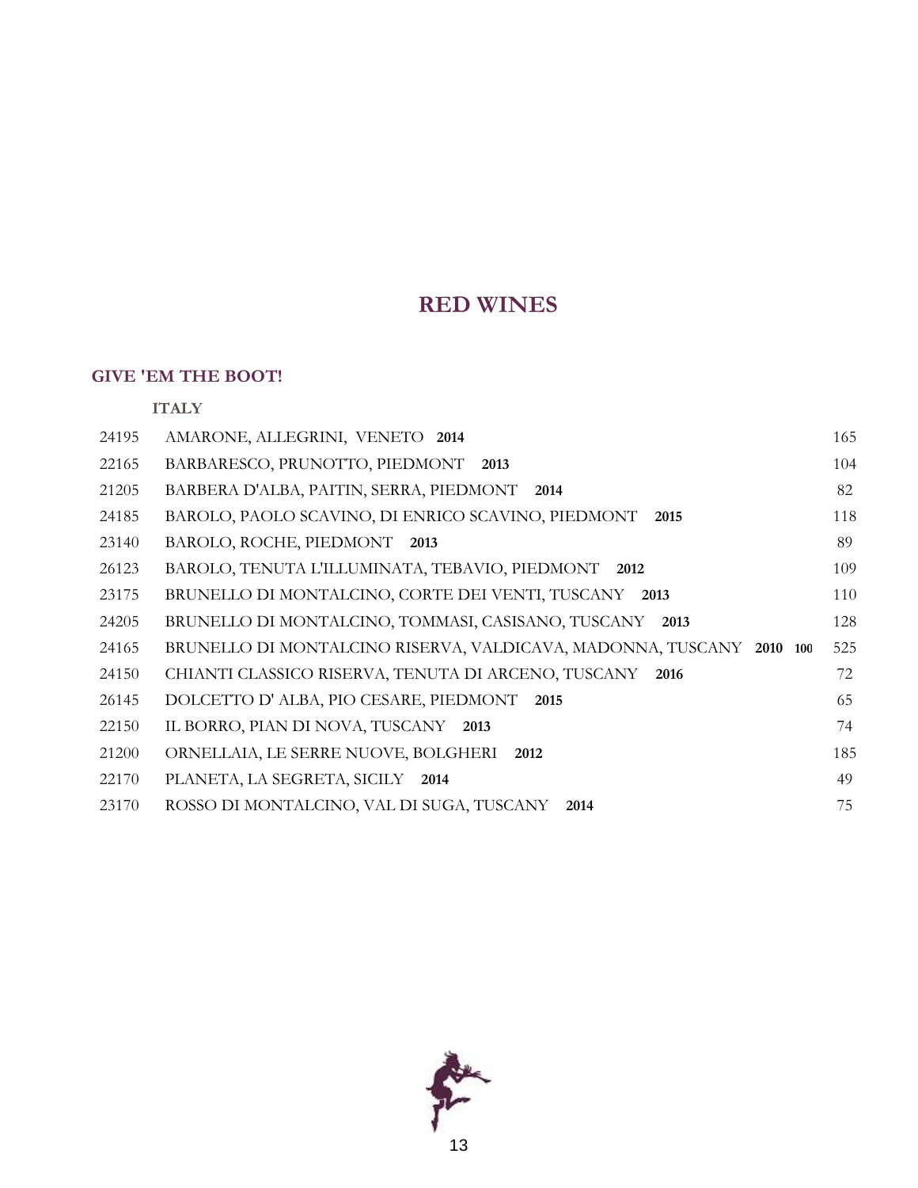# RED WINES

## GIVE 'EM THE BOOT!

### ITALY

| | | |
|---|---|---|
| 24195 | AMARONE, ALLEGRINI, VENETO **2014** | 165 |
| 22165 | BARBARESCO, PRUNOTTO, PIEDMONT **2013** | 104 |
| 21205 | BARBERA D'ALBA, PAITIN, SERRA, PIEDMONT **2014** | 82 |
| 24185 | BAROLO, PAOLO SCAVINO, DI ENRICO SCAVINO, PIEDMONT **2015** | 118 |
| 23140 | BAROLO, ROCHE, PIEDMONT **2013** | 89 |
| 26123 | BAROLO, TENUTA L'ILLUMINATA, TEBAVIO, PIEDMONT **2012** | 109 |
| 23175 | BRUNELLO DI MONTALCINO, CORTE DEI VENTI, TUSCANY **2013** | 110 |
| 24205 | BRUNELLO DI MONTALCINO, TOMMASI, CASISANO, TUSCANY **2013** | 128 |
| 24165 | BRUNELLO DI MONTALCINO RISERVA, VALDICAVA, MADONNA, TUSCANY **2010 100** | 525 |
| 24150 | CHIANTI CLASSICO RISERVA, TENUTA DI ARCENO, TUSCANY **2016** | 72 |
| 26145 | DOLCETTO D' ALBA, PIO CESARE, PIEDMONT **2015** | 65 |
| 22150 | IL BORRO, PIAN DI NOVA, TUSCANY **2013** | 74 |
| 21200 | ORNELLAIA, LE SERRE NUOVE, BOLGHERI **2012** | 185 |
| 22170 | PLANETA, LA SEGRETA, SICILY **2014** | 49 |
| 23170 | ROSSO DI MONTALCINO, VAL DI SUGA, TUSCANY **2014** | 75 |